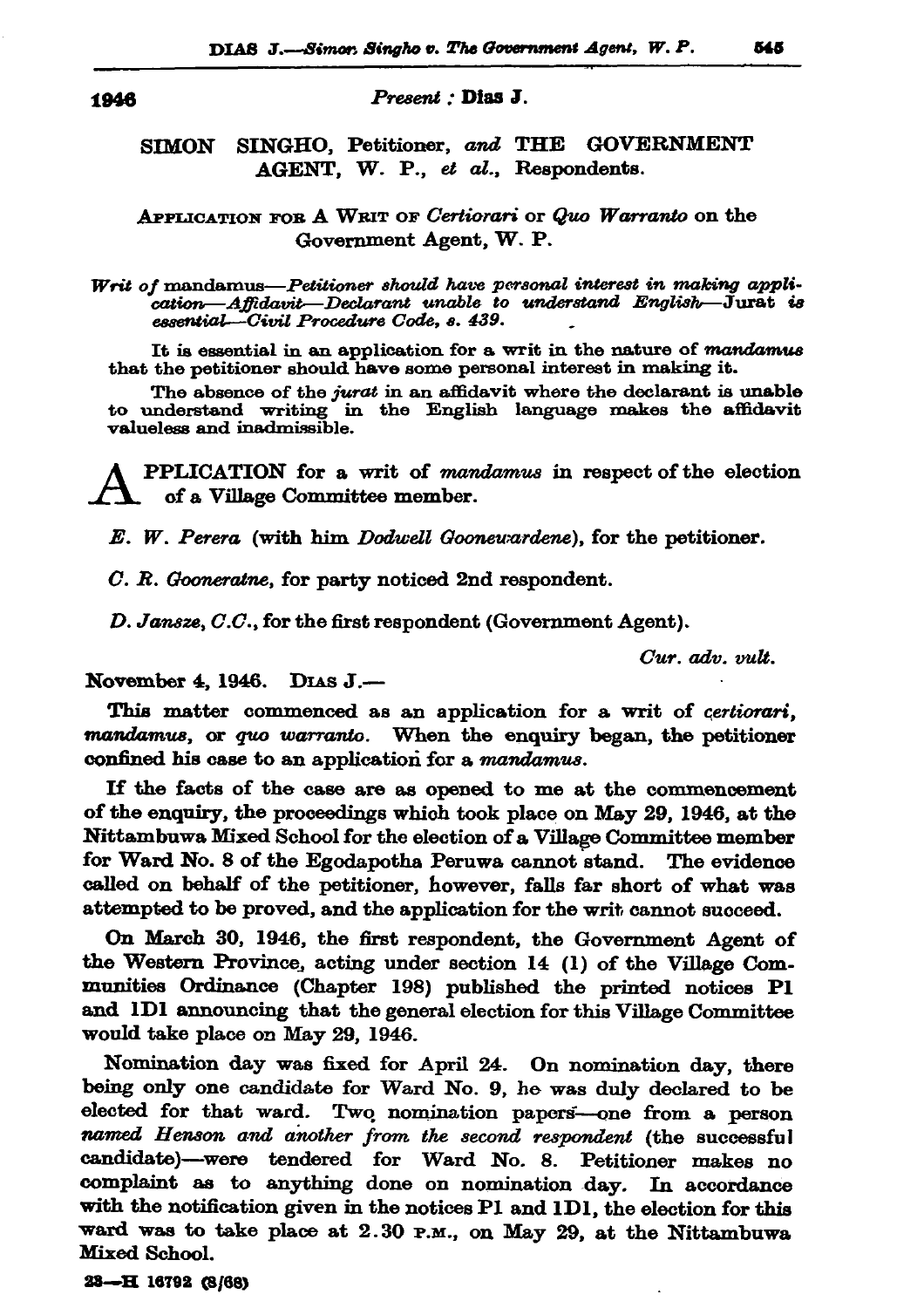1946

*Present* : **Dias J.**

## SIMON SINGHO, Petitioner, *and* THE GOVERNMENT AGENT, W. P., *et al.*, Respondents.

APPLICATION FOR A WRIT OF *Certiorari* or *Quo Warranto* on the Government Agent, W. P.

*Writ of* mandamus—*Petitioner should have personal interest in making application—Affidavit—Declarant unable to understand English*—Jurat *is essential—Civil Procedure Code, s.* 439.

It is essential in an application for a writ in the nature of *mandamus* that the petitioner should have some personal interest in making it.

The absence of the *jurat* in an affidavit where the declarant is unable to understand writing in the English language makes the affidavit valueless and inadmissible.

APPLICATION for a writ of *mandamus* in respect of the election of a Village Committee member.

*E. W. Perera* (with him *Dodwell Goonewardene*), for the petitioner.

*C. R. Gooneratne*, for party noticed 2nd respondent.

*D. Jansze, C.C.*, for the first respondent (Government Agent).

*Cur. adv. vult.*

November 4, 1946. DIAS J.—

This matter commenced as an application for a writ of *certiorari*, *mandamus*, or *quo warranto*. When the enquiry began, the petitioner confined his case to an application for a *mandamus*.

If the facts of the case are as opened to me at the commencement of the enquiry, the proceedings which took place on May 29, 1946, at the Nittambuwa Mixed School for the election of a Village Committee member for Ward No. 8 of the Egodapotha Peruwa cannot stand. The evidence called on behalf of the petitioner, however, falls far short of what was attempted to be proved, and the application for the writ cannot succeed.

On March 30, 1946, the first respondent, the Government Agent of the Western Province, acting under section 14 (1) of the Village Communities Ordinance (Chapter 198) published the printed notices P1 and 1D1 announcing that the general election for this Village Committee would take place on May 29, 1946.

Nomination day was fixed for April 24. On nomination day, there being only one candidate for Ward No. 9, he was duly declared to be elected for that ward. Two nomination papers—one from a person *named Henson and another from the second respondent* (the successful candidate)—were tendered for Ward No. 8. Petitioner makes no complaint as to anything done on nomination day. In accordance with the notification given in the notices P1 and 1D1, the election for this ward was to take place at 2.30 P.M., on May 29, at the Nittambuwa Mixed School.

23—H 16792 (8/68)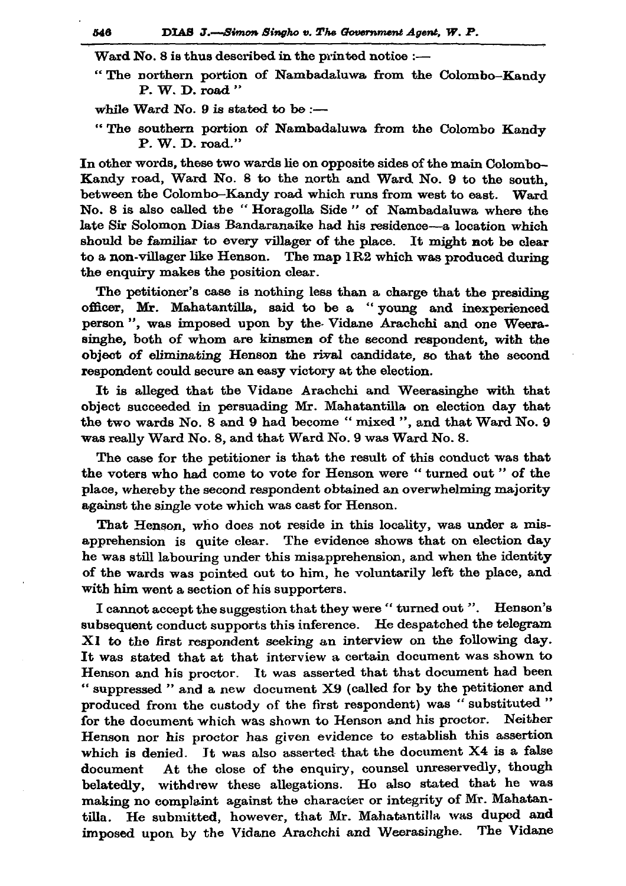Ward No. 8 is thus described in the printed notice :—

"The northern portion of Nambadaluwa from the Colombo–Kandy P. W. D. road"

while Ward No. 9 is stated to be :—

"The southern portion of Nambadaluwa from the Colombo Kandy P. W. D. road."

In other words, these two wards lie on opposite sides of the main Colombo–Kandy road, Ward No. 8 to the north and Ward No. 9 to the south, between the Colombo–Kandy road which runs from west to east. Ward No. 8 is also called the "Horagolla Side" of Nambadaluwa where the late Sir Solomon Dias Bandaranaike had his residence—a location which should be familiar to every villager of the place. It might not be clear to a non-villager like Henson. The map 1R2 which was produced during the enquiry makes the position clear.

The petitioner's case is nothing less than a charge that the presiding officer, Mr. Mahatantilla, said to be a "young and inexperienced person", was imposed upon by the Vidane Arachchi and one Weerasinghe, both of whom are kinsmen of the second respondent, with the object of eliminating Henson the rival candidate, so that the second respondent could secure an easy victory at the election.

It is alleged that the Vidane Arachchi and Weerasinghe with that object succeeded in persuading Mr. Mahatantilla on election day that the two wards No. 8 and 9 had become "mixed", and that Ward No. 9 was really Ward No. 8, and that Ward No. 9 was Ward No. 8.

The case for the petitioner is that the result of this conduct was that the voters who had come to vote for Henson were "turned out" of the place, whereby the second respondent obtained an overwhelming majority against the single vote which was cast for Henson.

That Henson, who does not reside in this locality, was under a misapprehension is quite clear. The evidence shows that on election day he was still labouring under this misapprehension, and when the identity of the wards was pointed out to him, he voluntarily left the place, and with him went a section of his supporters.

I cannot accept the suggestion that they were "turned out". Henson's subsequent conduct supports this inference. He despatched the telegram X1 to the first respondent seeking an interview on the following day. It was stated that at that interview a certain document was shown to Henson and his proctor. It was asserted that that document had been "suppressed" and a new document X9 (called for by the petitioner and produced from the custody of the first respondent) was "substituted" for the document which was shown to Henson and his proctor. Neither Henson nor his proctor has given evidence to establish this assertion which is denied. It was also asserted that the document X4 is a false document At the close of the enquiry, counsel unreservedly, though belatedly, withdrew these allegations. He also stated that he was making no complaint against the character or integrity of Mr. Mahatantilla. He submitted, however, that Mr. Mahatantilla was duped and imposed upon by the Vidane Arachchi and Weerasinghe. The Vidane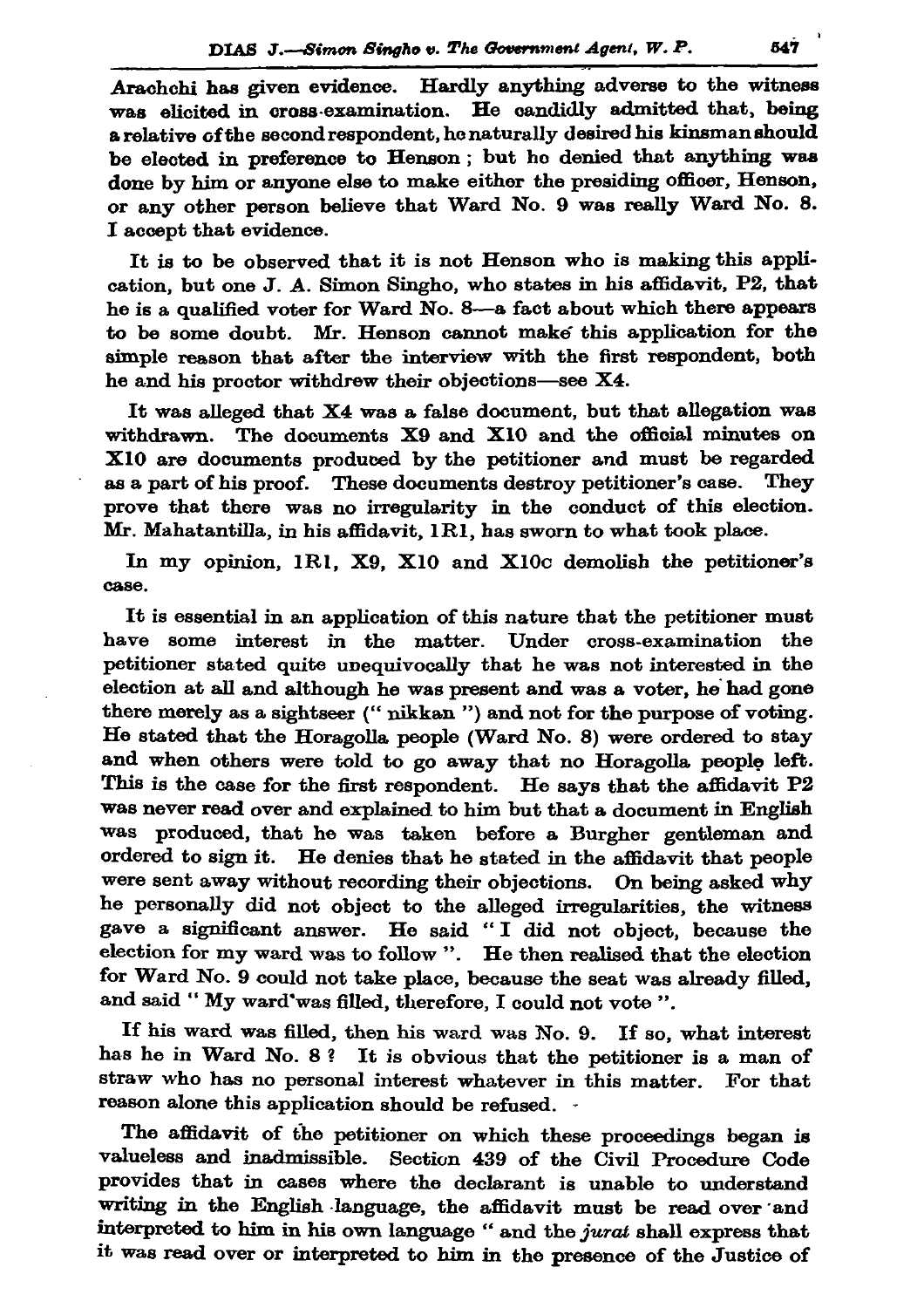Arachchi has given evidence. Hardly anything adverse to the witness was elicited in cross-examination. He candidly admitted that, being a relative of the second respondent, he naturally desired his kinsman should be elected in preference to Henson; but he denied that anything was done by him or anyone else to make either the presiding officer, Henson, or any other person believe that Ward No. 9 was really Ward No. 8. I accept that evidence.

It is to be observed that it is not Henson who is making this application, but one J. A. Simon Singho, who states in his affidavit, P2, that he is a qualified voter for Ward No. 8—a fact about which there appears to be some doubt. Mr. Henson cannot make this application for the simple reason that after the interview with the first respondent, both he and his proctor withdrew their objections—see X4.

It was alleged that X4 was a false document, but that allegation was withdrawn. The documents X9 and X10 and the official minutes on X10 are documents produced by the petitioner and must be regarded as a part of his proof. These documents destroy petitioner's case. They prove that there was no irregularity in the conduct of this election. Mr. Mahatantilla, in his affidavit, 1R1, has sworn to what took place.

In my opinion, 1R1, X9, X10 and X10c demolish the petitioner's case.

It is essential in an application of this nature that the petitioner must have some interest in the matter. Under cross-examination the petitioner stated quite unequivocally that he was not interested in the election at all and although he was present and was a voter, he had gone there merely as a sightseer ("nikkan") and not for the purpose of voting. He stated that the Horagolla people (Ward No. 8) were ordered to stay and when others were told to go away that no Horagolla people left. This is the case for the first respondent. He says that the affidavit P2 was never read over and explained to him but that a document in English was produced, that he was taken before a Burgher gentleman and ordered to sign it. He denies that he stated in the affidavit that people were sent away without recording their objections. On being asked why he personally did not object to the alleged irregularities, the witness gave a significant answer. He said "I did not object, because the election for my ward was to follow". He then realised that the election for Ward No. 9 could not take place, because the seat was already filled, and said "My ward was filled, therefore, I could not vote".

If his ward was filled, then his ward was No. 9. If so, what interest has he in Ward No. 8? It is obvious that the petitioner is a man of straw who has no personal interest whatever in this matter. For that reason alone this application should be refused.

The affidavit of the petitioner on which these proceedings began is valueless and inadmissible. Section 439 of the Civil Procedure Code provides that in cases where the declarant is unable to understand writing in the English language, the affidavit must be read over and interpreted to him in his own language "and the *jurat* shall express that it was read over or interpreted to him in the presence of the Justice of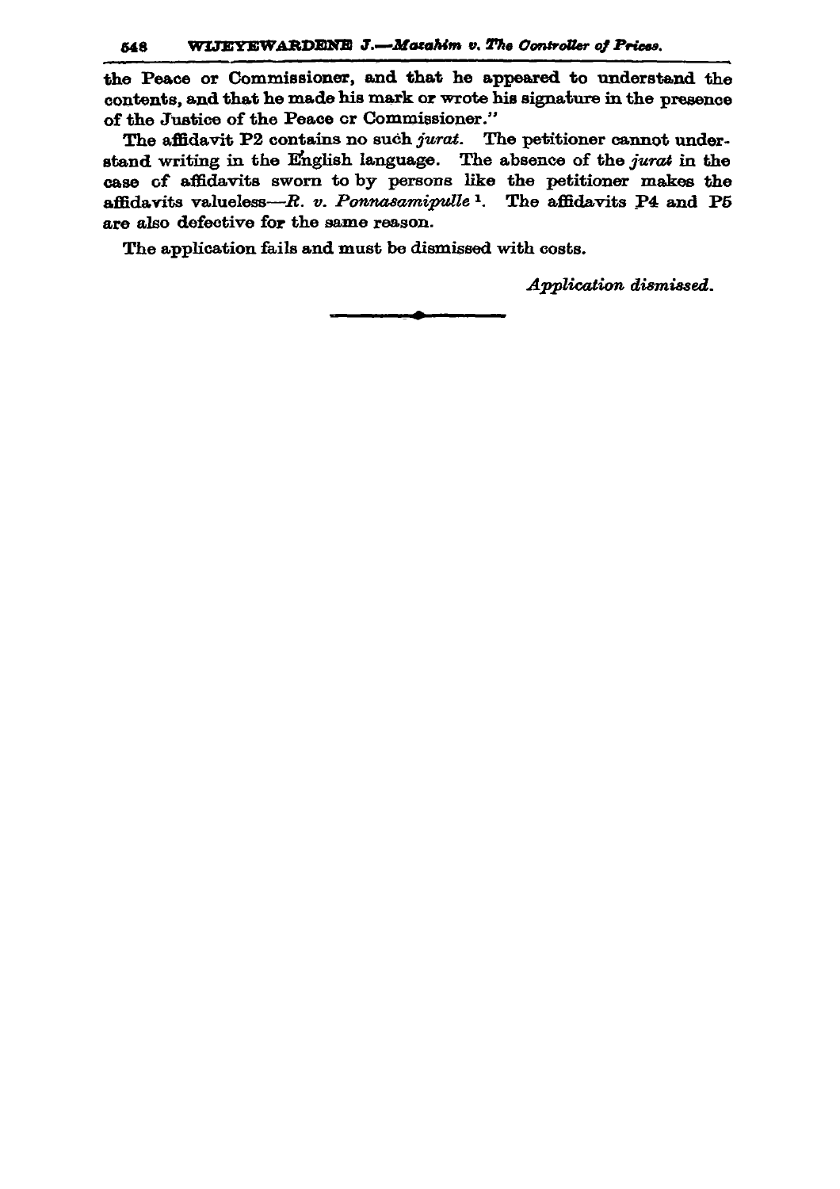the Peace or Commissioner, and that he appeared to understand the contents, and that he made his mark or wrote his signature in the presence of the Justice of the Peace or Commissioner."

The affidavit P2 contains no such *jurat*. The petitioner cannot understand writing in the English language. The absence of the *jurat* in the case of affidavits sworn to by persons like the petitioner makes the affidavits valueless—*R. v. Ponnasamipulle* [1]. The affidavits P4 and P5 are also defective for the same reason.

The application fails and must be dismissed with costs.

*Application dismissed.*